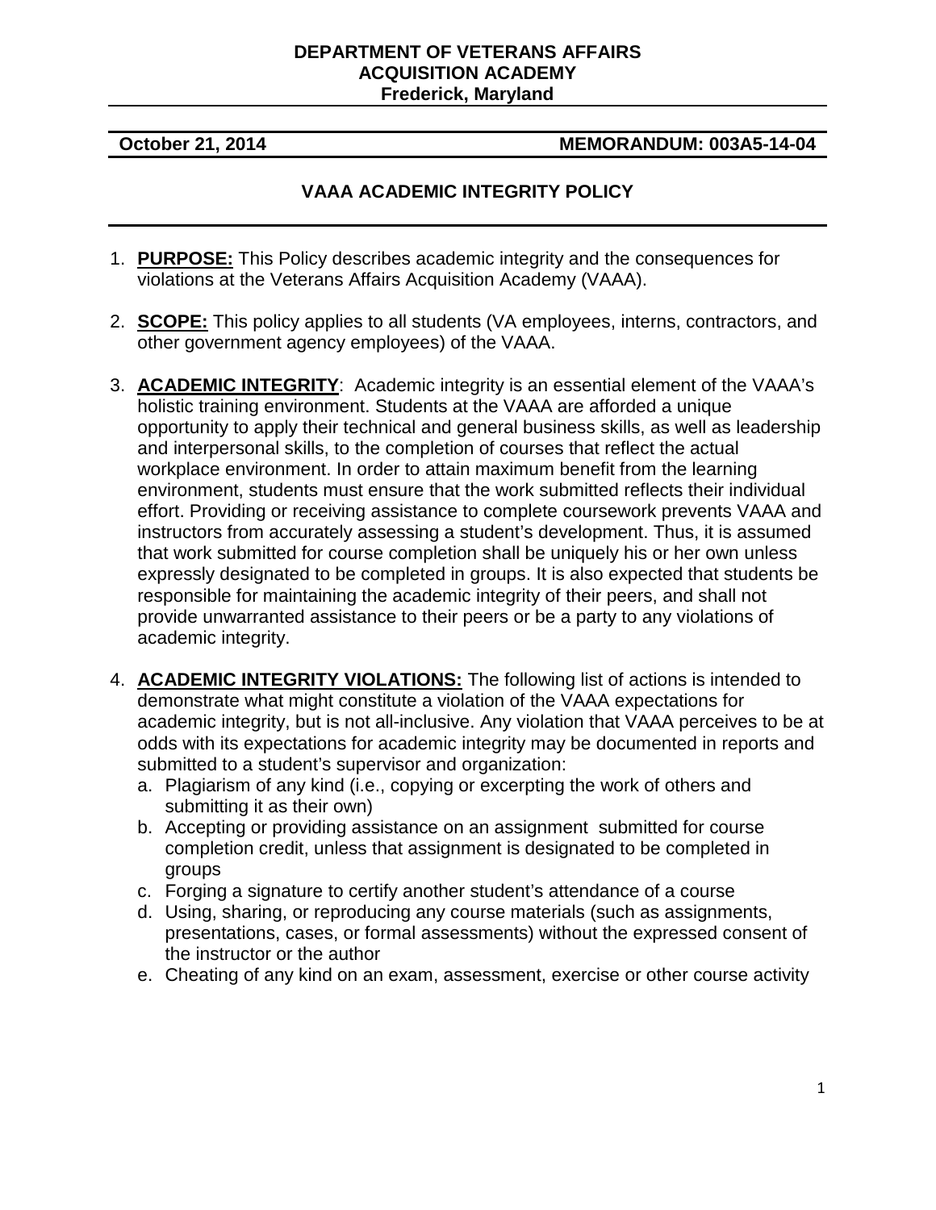**DEPARTMENT OF VETERANS AFFAIRS**
**ACQUISITION ACADEMY**
**Frederick, Maryland**

---

**October 21, 2014** | **MEMORANDUM: 003A5-14-04**

# VAAA ACADEMIC INTEGRITY POLICY

---

1. **PURPOSE:** This Policy describes academic integrity and the consequences for violations at the Veterans Affairs Acquisition Academy (VAAA).

2. **SCOPE:** This policy applies to all students (VA employees, interns, contractors, and other government agency employees) of the VAAA.

3. **ACADEMIC INTEGRITY**: Academic integrity is an essential element of the VAAA's holistic training environment. Students at the VAAA are afforded a unique opportunity to apply their technical and general business skills, as well as leadership and interpersonal skills, to the completion of courses that reflect the actual workplace environment. In order to attain maximum benefit from the learning environment, students must ensure that the work submitted reflects their individual effort. Providing or receiving assistance to complete coursework prevents VAAA and instructors from accurately assessing a student's development. Thus, it is assumed that work submitted for course completion shall be uniquely his or her own unless expressly designated to be completed in groups. It is also expected that students be responsible for maintaining the academic integrity of their peers, and shall not provide unwarranted assistance to their peers or be a party to any violations of academic integrity.

4. **ACADEMIC INTEGRITY VIOLATIONS:** The following list of actions is intended to demonstrate what might constitute a violation of the VAAA expectations for academic integrity, but is not all-inclusive. Any violation that VAAA perceives to be at odds with its expectations for academic integrity may be documented in reports and submitted to a student's supervisor and organization:
   a. Plagiarism of any kind (i.e., copying or excerpting the work of others and submitting it as their own)
   b. Accepting or providing assistance on an assignment submitted for course completion credit, unless that assignment is designated to be completed in groups
   c. Forging a signature to certify another student's attendance of a course
   d. Using, sharing, or reproducing any course materials (such as assignments, presentations, cases, or formal assessments) without the expressed consent of the instructor or the author
   e. Cheating of any kind on an exam, assessment, exercise or other course activity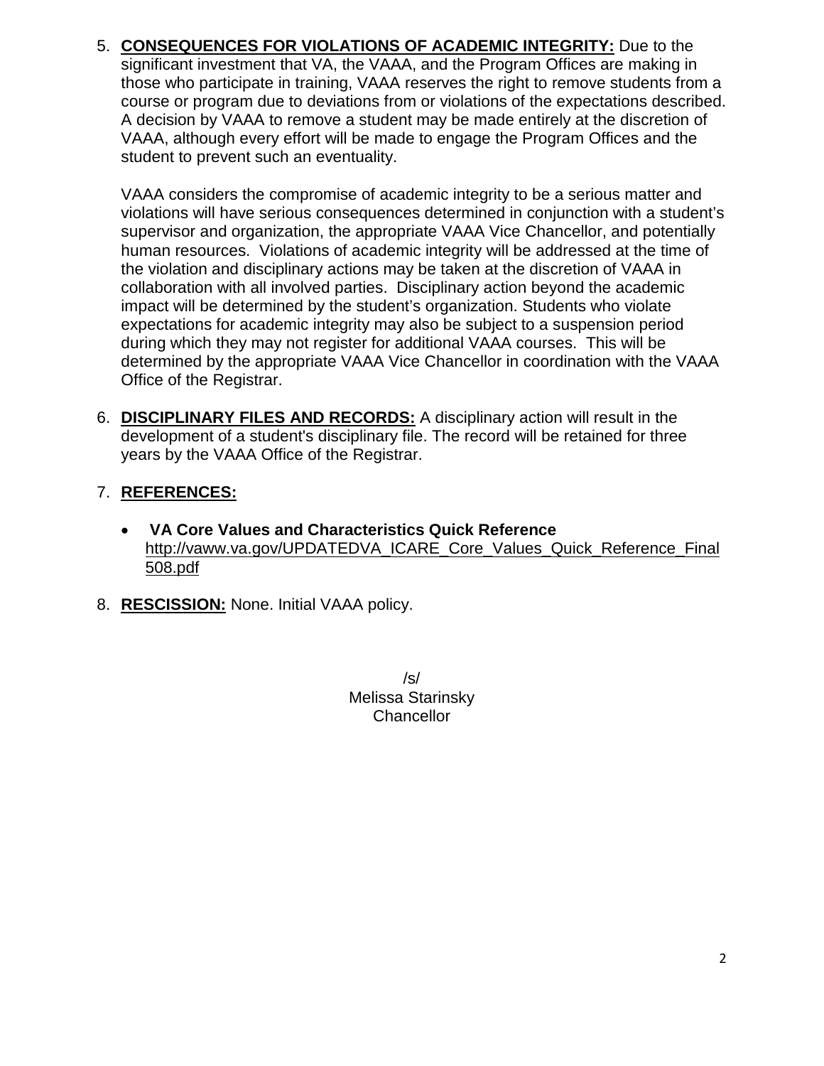5. **CONSEQUENCES FOR VIOLATIONS OF ACADEMIC INTEGRITY:** Due to the significant investment that VA, the VAAA, and the Program Offices are making in those who participate in training, VAAA reserves the right to remove students from a course or program due to deviations from or violations of the expectations described. A decision by VAAA to remove a student may be made entirely at the discretion of VAAA, although every effort will be made to engage the Program Offices and the student to prevent such an eventuality.

   VAAA considers the compromise of academic integrity to be a serious matter and violations will have serious consequences determined in conjunction with a student's supervisor and organization, the appropriate VAAA Vice Chancellor, and potentially human resources. Violations of academic integrity will be addressed at the time of the violation and disciplinary actions may be taken at the discretion of VAAA in collaboration with all involved parties. Disciplinary action beyond the academic impact will be determined by the student's organization. Students who violate expectations for academic integrity may also be subject to a suspension period during which they may not register for additional VAAA courses. This will be determined by the appropriate VAAA Vice Chancellor in coordination with the VAAA Office of the Registrar.

6. **DISCIPLINARY FILES AND RECORDS:** A disciplinary action will result in the development of a student's disciplinary file. The record will be retained for three years by the VAAA Office of the Registrar.

7. **REFERENCES:**

   - **VA Core Values and Characteristics Quick Reference** http://vaww.va.gov/UPDATEDVA_ICARE_Core_Values_Quick_Reference_Final508.pdf

8. **RESCISSION:** None. Initial VAAA policy.

/s/
Melissa Starinsky
Chancellor